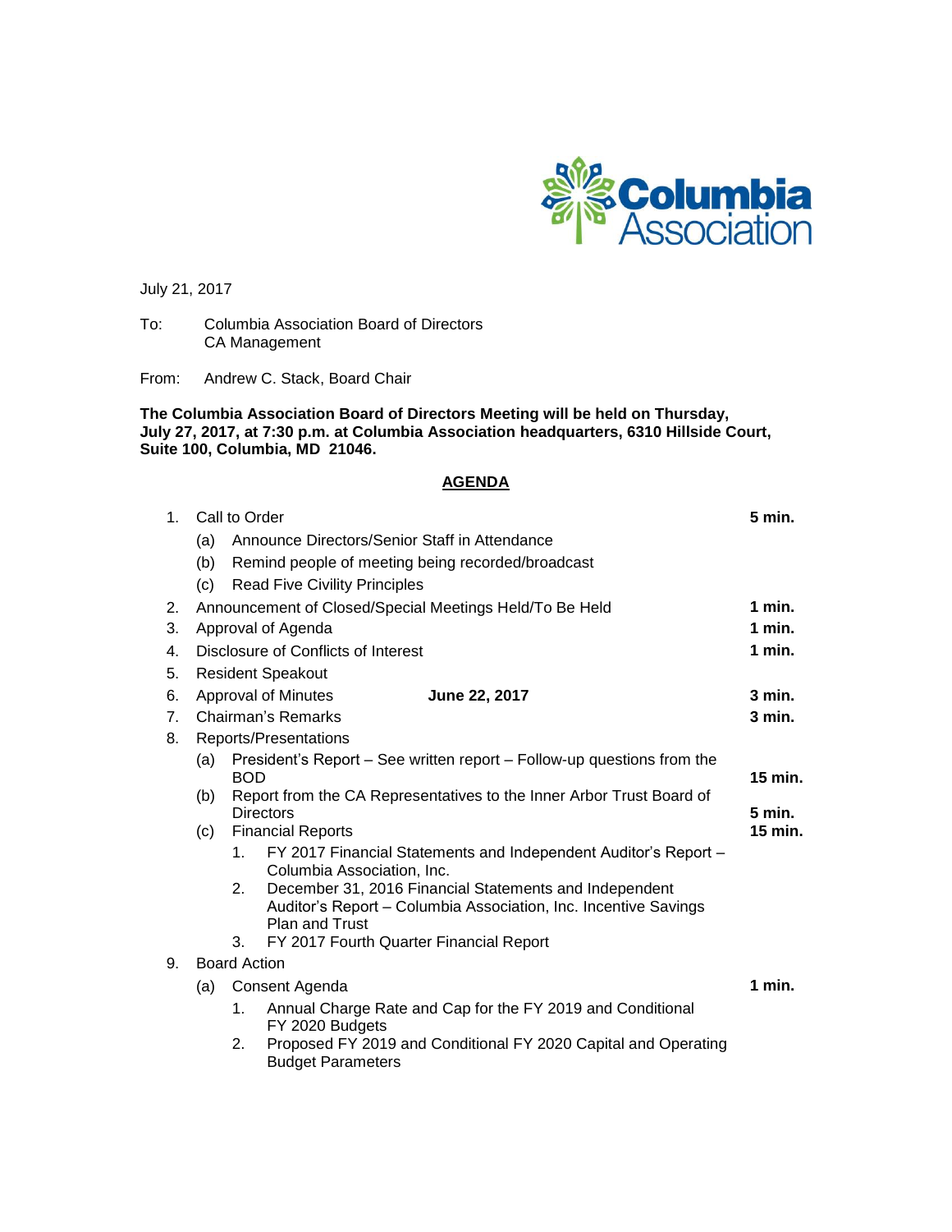Columbia Association

July 21, 2017

To: Columbia Association Board of Directors
CA Management

From: Andrew C. Stack, Board Chair

**The Columbia Association Board of Directors Meeting will be held on Thursday, July 27, 2017, at 7:30 p.m. at Columbia Association headquarters, 6310 Hillside Court, Suite 100, Columbia, MD 21046.**

## AGENDA

1. Call to Order — **5 min.**
   - (a) Announce Directors/Senior Staff in Attendance
   - (b) Remind people of meeting being recorded/broadcast
   - (c) Read Five Civility Principles
2. Announcement of Closed/Special Meetings Held/To Be Held — **1 min.**
3. Approval of Agenda — **1 min.**
4. Disclosure of Conflicts of Interest — **1 min.**
5. Resident Speakout
6. Approval of Minutes **June 22, 2017** — **3 min.**
7. Chairman's Remarks — **3 min.**
8. Reports/Presentations
   - (a) President's Report – See written report – Follow-up questions from the BOD — **15 min.**
   - (b) Report from the CA Representatives to the Inner Arbor Trust Board of Directors — **5 min.**
   - (c) Financial Reports — **15 min.**
     1. FY 2017 Financial Statements and Independent Auditor's Report – Columbia Association, Inc.
     2. December 31, 2016 Financial Statements and Independent Auditor's Report – Columbia Association, Inc. Incentive Savings Plan and Trust
     3. FY 2017 Fourth Quarter Financial Report
9. Board Action
   - (a) Consent Agenda — **1 min.**
     1. Annual Charge Rate and Cap for the FY 2019 and Conditional FY 2020 Budgets
     2. Proposed FY 2019 and Conditional FY 2020 Capital and Operating Budget Parameters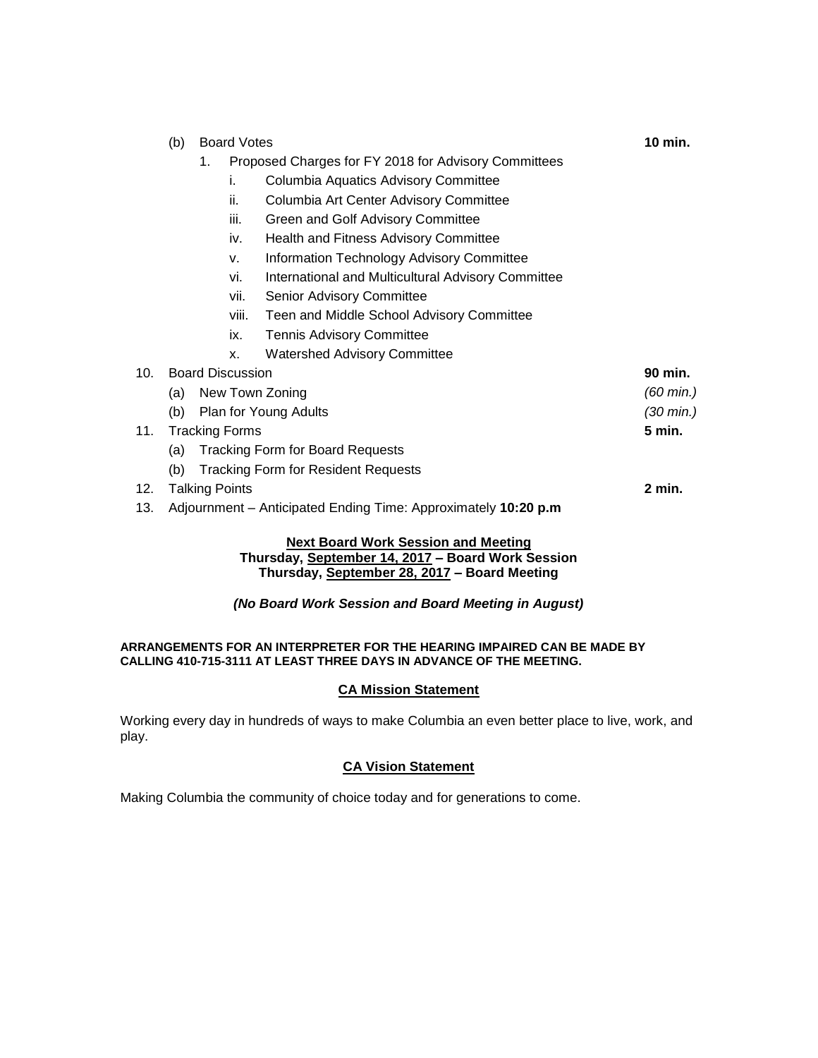- (b) Board Votes **10 min.**
  1. Proposed Charges for FY 2018 for Advisory Committees
     - i. Columbia Aquatics Advisory Committee
     - ii. Columbia Art Center Advisory Committee
     - iii. Green and Golf Advisory Committee
     - iv. Health and Fitness Advisory Committee
     - v. Information Technology Advisory Committee
     - vi. International and Multicultural Advisory Committee
     - vii. Senior Advisory Committee
     - viii. Teen and Middle School Advisory Committee
     - ix. Tennis Advisory Committee
     - x. Watershed Advisory Committee

10. Board Discussion **90 min.**
    - (a) New Town Zoning *(60 min.)*
    - (b) Plan for Young Adults *(30 min.)*
11. Tracking Forms **5 min.**
    - (a) Tracking Form for Board Requests
    - (b) Tracking Form for Resident Requests
12. Talking Points **2 min.**
13. Adjournment – Anticipated Ending Time: Approximately **10:20 p.m**

**Next Board Work Session and Meeting**
**Thursday, September 14, 2017 – Board Work Session**
**Thursday, September 28, 2017 – Board Meeting**

***(No Board Work Session and Board Meeting in August)***

**ARRANGEMENTS FOR AN INTERPRETER FOR THE HEARING IMPAIRED CAN BE MADE BY CALLING 410-715-3111 AT LEAST THREE DAYS IN ADVANCE OF THE MEETING.**

## CA Mission Statement

Working every day in hundreds of ways to make Columbia an even better place to live, work, and play.

## CA Vision Statement

Making Columbia the community of choice today and for generations to come.